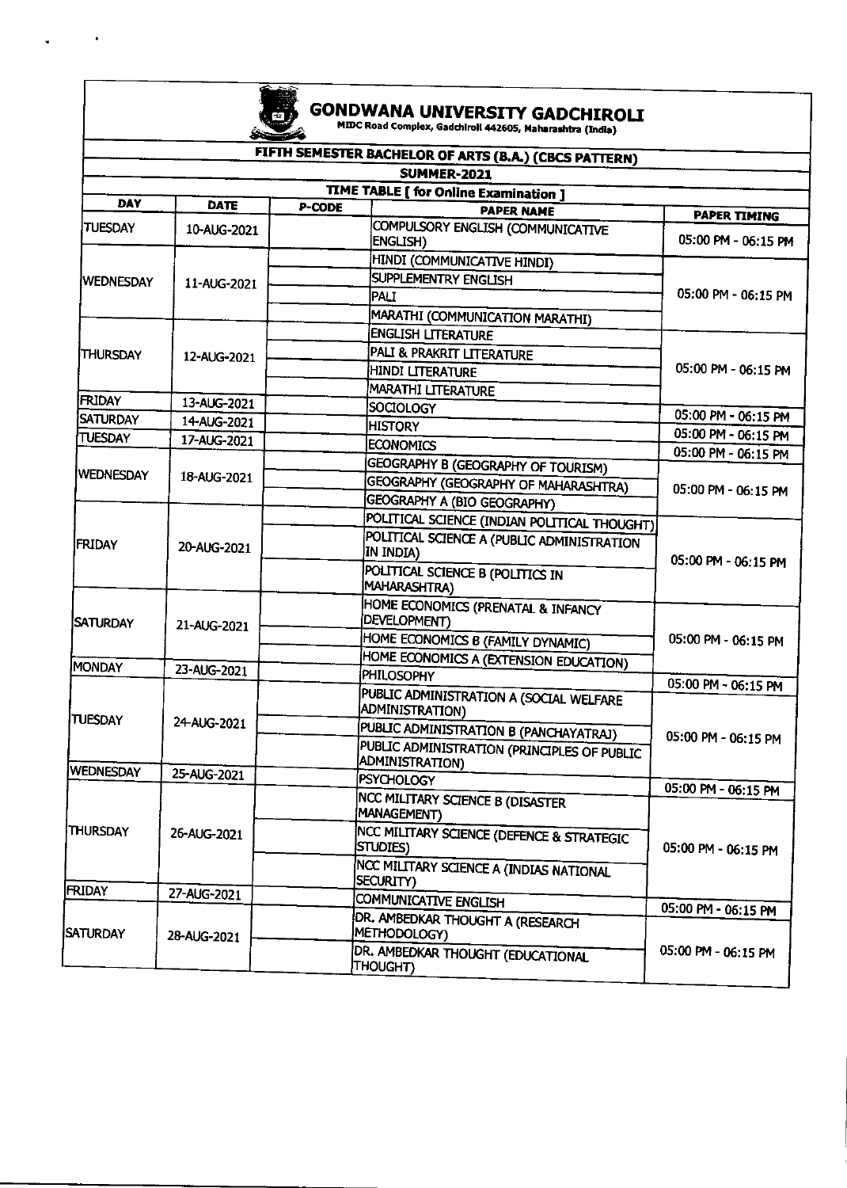# GONDWANA UNIVERSITY GADCHIROLI

MIDC Road Complex, Gadchiroli 442605, Maharashtra (India)

## FIFTH SEMESTER BACHELOR OF ARTS (B.A.) (CBCS PATTERN)

### SUMMER-2021

### TIME TABLE [ for Online Examination ]

| DAY | DATE | P-CODE | PAPER NAME | PAPER TIMING |
|---|---|---|---|---|
| TUESDAY | 10-AUG-2021 | | COMPULSORY ENGLISH (COMMUNICATIVE ENGLISH) | 05:00 PM - 06:15 PM |
| WEDNESDAY | 11-AUG-2021 | | HINDI (COMMUNICATIVE HINDI) | 05:00 PM - 06:15 PM |
| | | | SUPPLEMENTRY ENGLISH | |
| | | | PALI | |
| | | | MARATHI (COMMUNICATION MARATHI) | |
| THURSDAY | 12-AUG-2021 | | ENGLISH LITERATURE | 05:00 PM - 06:15 PM |
| | | | PALI & PRAKRIT LITERATURE | |
| | | | HINDI LITERATURE | |
| | | | MARATHI LITERATURE | |
| FRIDAY | 13-AUG-2021 | | SOCIOLOGY | 05:00 PM - 06:15 PM |
| SATURDAY | 14-AUG-2021 | | HISTORY | 05:00 PM - 06:15 PM |
| TUESDAY | 17-AUG-2021 | | ECONOMICS | 05:00 PM - 06:15 PM |
| WEDNESDAY | 18-AUG-2021 | | GEOGRAPHY B (GEOGRAPHY OF TOURISM) | 05:00 PM - 06:15 PM |
| | | | GEOGRAPHY (GEOGRAPHY OF MAHARASHTRA) | |
| | | | GEOGRAPHY A (BIO GEOGRAPHY) | |
| FRIDAY | 20-AUG-2021 | | POLITICAL SCIENCE (INDIAN POLITICAL THOUGHT) | 05:00 PM - 06:15 PM |
| | | | POLITICAL SCIENCE A (PUBLIC ADMINISTRATION IN INDIA) | |
| | | | POLITICAL SCIENCE B (POLITICS IN MAHARASHTRA) | |
| SATURDAY | 21-AUG-2021 | | HOME ECONOMICS (PRENATAL & INFANCY DEVELOPMENT) | 05:00 PM - 06:15 PM |
| | | | HOME ECONOMICS B (FAMILY DYNAMIC) | |
| | | | HOME ECONOMICS A (EXTENSION EDUCATION) | |
| MONDAY | 23-AUG-2021 | | PHILOSOPHY | 05:00 PM - 06:15 PM |
| TUESDAY | 24-AUG-2021 | | PUBLIC ADMINISTRATION A (SOCIAL WELFARE ADMINISTRATION) | 05:00 PM - 06:15 PM |
| | | | PUBLIC ADMINISTRATION B (PANCHAYATRAJ) | |
| | | | PUBLIC ADMINISTRATION (PRINCIPLES OF PUBLIC ADMINISTRATION) | |
| WEDNESDAY | 25-AUG-2021 | | PSYCHOLOGY | 05:00 PM - 06:15 PM |
| THURSDAY | 26-AUG-2021 | | NCC MILITARY SCIENCE B (DISASTER MANAGEMENT) | 05:00 PM - 06:15 PM |
| | | | NCC MILITARY SCIENCE (DEFENCE & STRATEGIC STUDIES) | |
| | | | NCC MILITARY SCIENCE A (INDIAS NATIONAL SECURITY) | |
| FRIDAY | 27-AUG-2021 | | COMMUNICATIVE ENGLISH | 05:00 PM - 06:15 PM |
| SATURDAY | 28-AUG-2021 | | DR. AMBEDKAR THOUGHT A (RESEARCH METHODOLOGY) | 05:00 PM - 06:15 PM |
| | | | DR. AMBEDKAR THOUGHT (EDUCATIONAL THOUGHT) | |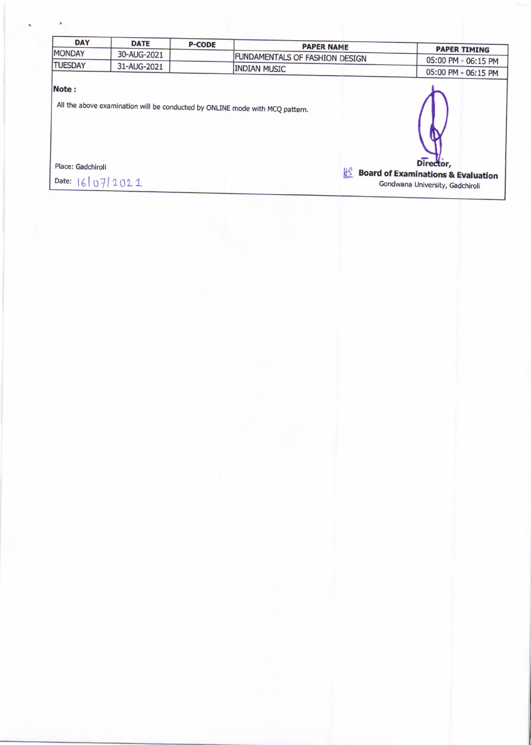| DAY | DATE | P-CODE | PAPER NAME | PAPER TIMING |
|---|---|---|---|---|
| MONDAY | 30-AUG-2021 | | FUNDAMENTALS OF FASHION DESIGN | 05:00 PM - 06:15 PM |
| TUESDAY | 31-AUG-2021 | | INDIAN MUSIC | 05:00 PM - 06:15 PM |

**Note :**

All the above examination will be conducted by ONLINE mode with MCQ pattern.

Place: Gadchiroli

Date: 16/07/2021

Director,
**Board of Examinations & Evaluation**
Gondwana University, Gadchiroli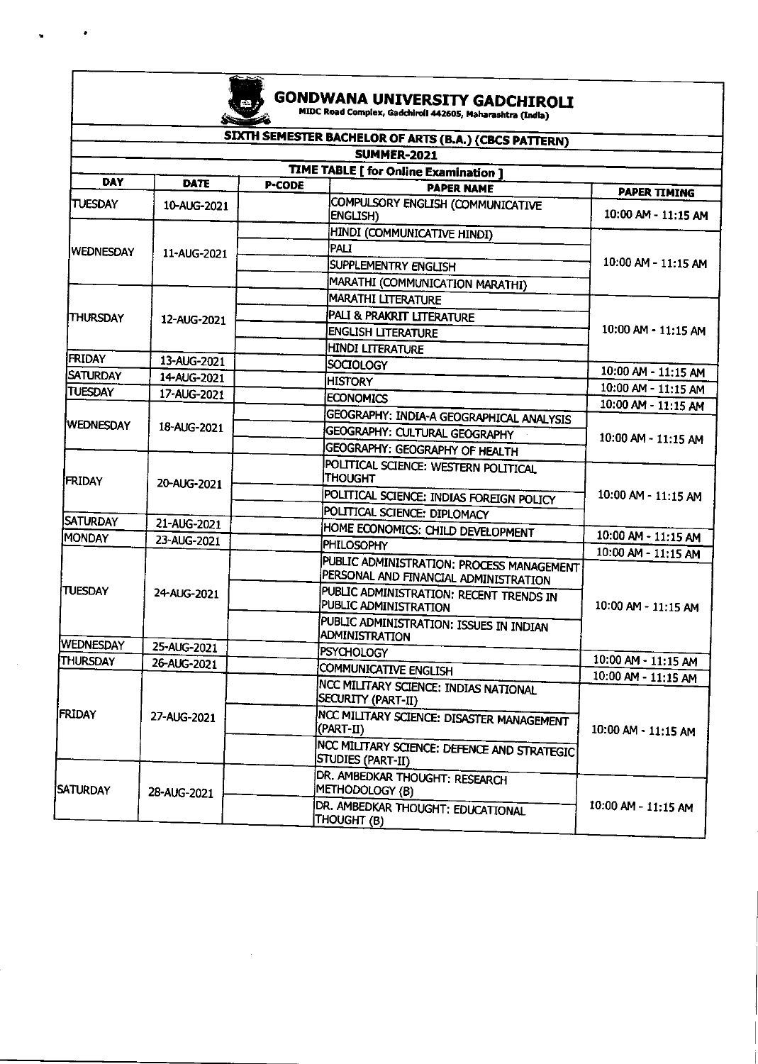# GONDWANA UNIVERSITY GADCHIROLI

MIDC Road Complex, Gadchiroli 442605, Maharashtra (India)

## SIXTH SEMESTER BACHELOR OF ARTS (B.A.) (CBCS PATTERN)

### SUMMER-2021

### TIME TABLE [ for Online Examination ]

| DAY | DATE | P-CODE | PAPER NAME | PAPER TIMING |
|---|---|---|---|---|
| TUESDAY | 10-AUG-2021 | | COMPULSORY ENGLISH (COMMUNICATIVE ENGLISH) | 10:00 AM - 11:15 AM |
| WEDNESDAY | 11-AUG-2021 | | HINDI (COMMUNICATIVE HINDI) | 10:00 AM - 11:15 AM |
| | | | PALI | |
| | | | SUPPLEMENTRY ENGLISH | |
| | | | MARATHI (COMMUNICATION MARATHI) | |
| THURSDAY | 12-AUG-2021 | | MARATHI LITERATURE | 10:00 AM - 11:15 AM |
| | | | PALI & PRAKRIT LITERATURE | |
| | | | ENGLISH LITERATURE | |
| | | | HINDI LITERATURE | |
| FRIDAY | 13-AUG-2021 | | SOCIOLOGY | 10:00 AM - 11:15 AM |
| SATURDAY | 14-AUG-2021 | | HISTORY | 10:00 AM - 11:15 AM |
| TUESDAY | 17-AUG-2021 | | ECONOMICS | 10:00 AM - 11:15 AM |
| WEDNESDAY | 18-AUG-2021 | | GEOGRAPHY: INDIA-A GEOGRAPHICAL ANALYSIS | 10:00 AM - 11:15 AM |
| | | | GEOGRAPHY: CULTURAL GEOGRAPHY | |
| | | | GEOGRAPHY: GEOGRAPHY OF HEALTH | |
| FRIDAY | 20-AUG-2021 | | POLITICAL SCIENCE: WESTERN POLITICAL THOUGHT | 10:00 AM - 11:15 AM |
| | | | POLITICAL SCIENCE: INDIAS FOREIGN POLICY | |
| | | | POLITICAL SCIENCE: DIPLOMACY | |
| SATURDAY | 21-AUG-2021 | | HOME ECONOMICS: CHILD DEVELOPMENT | 10:00 AM - 11:15 AM |
| MONDAY | 23-AUG-2021 | | PHILOSOPHY | 10:00 AM - 11:15 AM |
| TUESDAY | 24-AUG-2021 | | PUBLIC ADMINISTRATION: PROCESS MANAGEMENT PERSONAL AND FINANCIAL ADMINISTRATION | 10:00 AM - 11:15 AM |
| | | | PUBLIC ADMINISTRATION: RECENT TRENDS IN PUBLIC ADMINISTRATION | |
| | | | PUBLIC ADMINISTRATION: ISSUES IN INDIAN ADMINISTRATION | |
| WEDNESDAY | 25-AUG-2021 | | PSYCHOLOGY | 10:00 AM - 11:15 AM |
| THURSDAY | 26-AUG-2021 | | COMMUNICATIVE ENGLISH | 10:00 AM - 11:15 AM |
| FRIDAY | 27-AUG-2021 | | NCC MILITARY SCIENCE: INDIAS NATIONAL SECURITY (PART-II) | 10:00 AM - 11:15 AM |
| | | | NCC MILITARY SCIENCE: DISASTER MANAGEMENT (PART-II) | |
| | | | NCC MILITARY SCIENCE: DEFENCE AND STRATEGIC STUDIES (PART-II) | |
| SATURDAY | 28-AUG-2021 | | DR. AMBEDKAR THOUGHT: RESEARCH METHODOLOGY (B) | 10:00 AM - 11:15 AM |
| | | | DR. AMBEDKAR THOUGHT: EDUCATIONAL THOUGHT (B) | |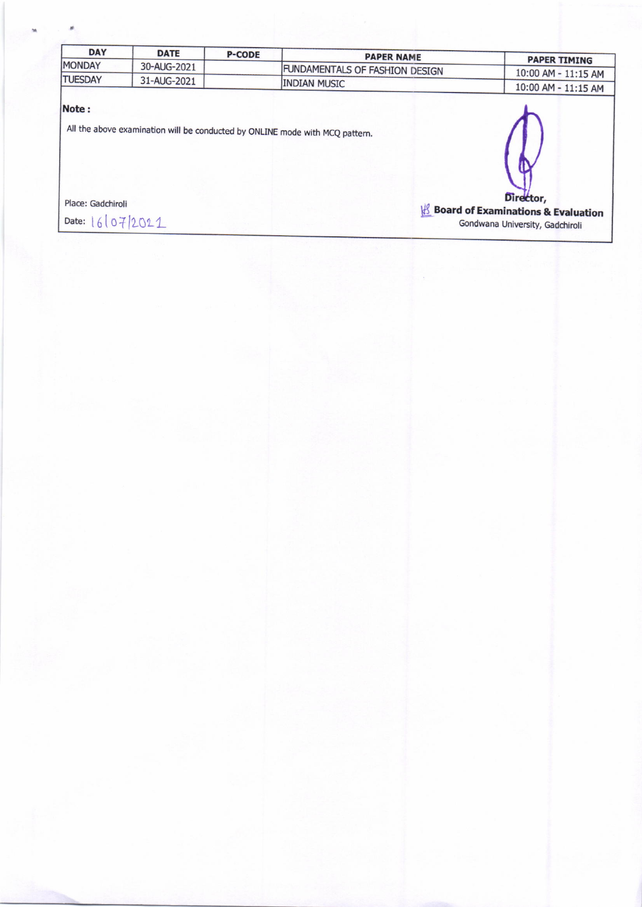| DAY | DATE | P-CODE | PAPER NAME | PAPER TIMING |
|---|---|---|---|---|
| MONDAY | 30-AUG-2021 | | FUNDAMENTALS OF FASHION DESIGN | 10:00 AM - 11:15 AM |
| TUESDAY | 31-AUG-2021 | | INDIAN MUSIC | 10:00 AM - 11:15 AM |

**Note :**

All the above examination will be conducted by ONLINE mode with MCQ pattern.

Place: Gadchiroli

Date: 16/07/2021

Director,

**Board of Examinations & Evaluation**

Gondwana University, Gadchiroli